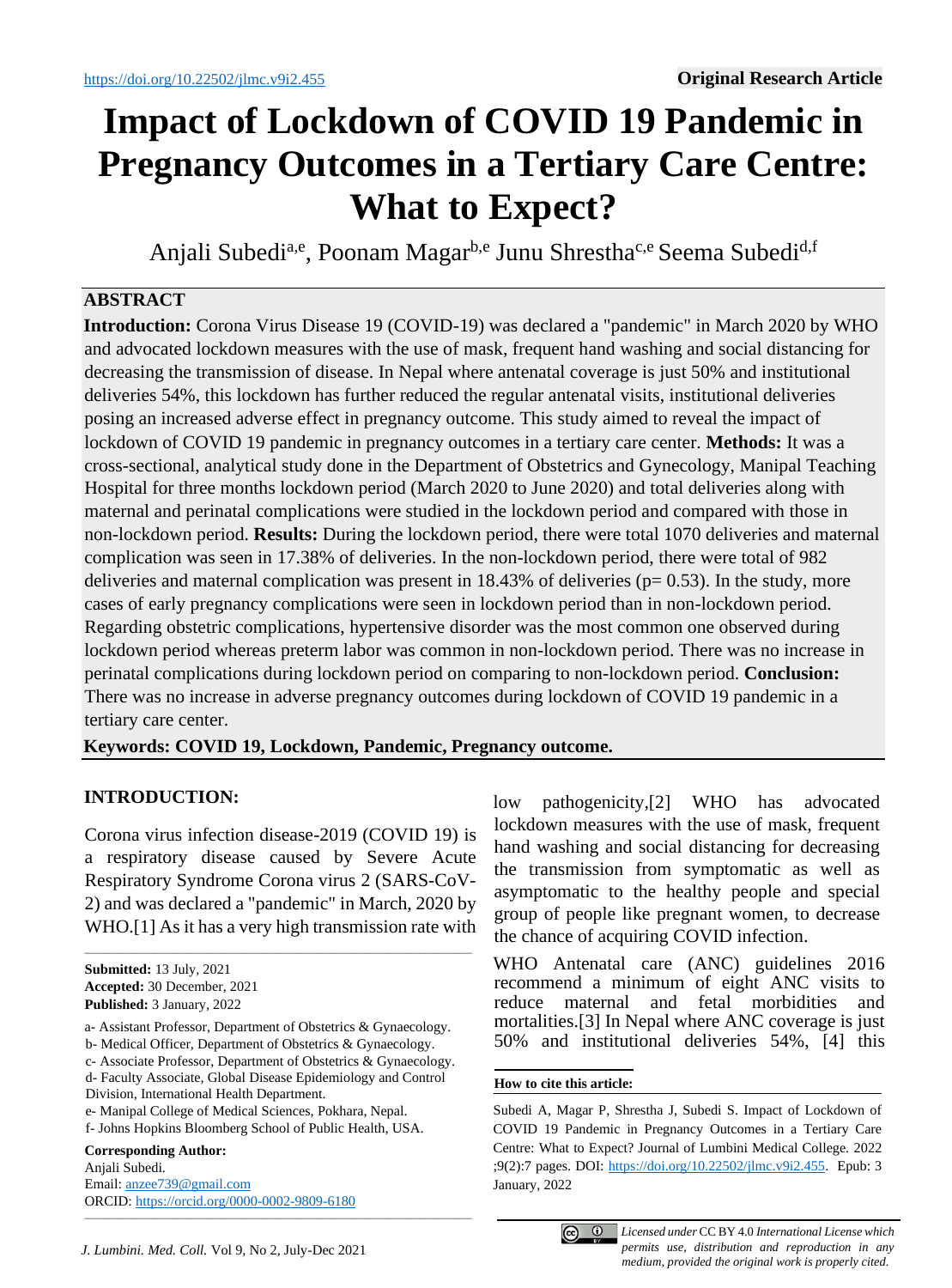https://doi.org/10.22502/jlmc.v9i2.455

**Original Research Article**

# Impact of Lockdown of COVID 19 Pandemic in Pregnancy Outcomes in a Tertiary Care Centre: What to Expect?

Anjali Subedi[a,e], Poonam Magar[b,e] Junu Shrestha[c,e] Seema Subedi[d,f]

## ABSTRACT

**Introduction:** Corona Virus Disease 19 (COVID-19) was declared a "pandemic" in March 2020 by WHO and advocated lockdown measures with the use of mask, frequent hand washing and social distancing for decreasing the transmission of disease. In Nepal where antenatal coverage is just 50% and institutional deliveries 54%, this lockdown has further reduced the regular antenatal visits, institutional deliveries posing an increased adverse effect in pregnancy outcome. This study aimed to reveal the impact of lockdown of COVID 19 pandemic in pregnancy outcomes in a tertiary care center. **Methods:** It was a cross-sectional, analytical study done in the Department of Obstetrics and Gynecology, Manipal Teaching Hospital for three months lockdown period (March 2020 to June 2020) and total deliveries along with maternal and perinatal complications were studied in the lockdown period and compared with those in non-lockdown period. **Results:** During the lockdown period, there were total 1070 deliveries and maternal complication was seen in 17.38% of deliveries. In the non-lockdown period, there were total of 982 deliveries and maternal complication was present in 18.43% of deliveries (p= 0.53). In the study, more cases of early pregnancy complications were seen in lockdown period than in non-lockdown period. Regarding obstetric complications, hypertensive disorder was the most common one observed during lockdown period whereas preterm labor was common in non-lockdown period. There was no increase in perinatal complications during lockdown period on comparing to non-lockdown period. **Conclusion:** There was no increase in adverse pregnancy outcomes during lockdown of COVID 19 pandemic in a tertiary care center.

**Keywords: COVID 19, Lockdown, Pandemic, Pregnancy outcome.**

## INTRODUCTION:

Corona virus infection disease-2019 (COVID 19) is a respiratory disease caused by Severe Acute Respiratory Syndrome Corona virus 2 (SARS-CoV-2) and was declared a "pandemic" in March, 2020 by WHO.[1] As it has a very high transmission rate with low pathogenicity,[2] WHO has advocated lockdown measures with the use of mask, frequent hand washing and social distancing for decreasing the transmission from symptomatic as well as asymptomatic to the healthy people and special group of people like pregnant women, to decrease the chance of acquiring COVID infection.

WHO Antenatal care (ANC) guidelines 2016 recommend a minimum of eight ANC visits to reduce maternal and fetal morbidities and mortalities.[3] In Nepal where ANC coverage is just 50% and institutional deliveries 54%, [4] this

---

**Submitted:** 13 July, 2021
**Accepted:** 30 December, 2021
**Published:** 3 January, 2022

a- Assistant Professor, Department of Obstetrics & Gynaecology.
b- Medical Officer, Department of Obstetrics & Gynaecology.
c- Associate Professor, Department of Obstetrics & Gynaecology.
d- Faculty Associate, Global Disease Epidemiology and Control Division, International Health Department.
e- Manipal College of Medical Sciences, Pokhara, Nepal.
f- Johns Hopkins Bloomberg School of Public Health, USA.

**Corresponding Author:**
Anjali Subedi.
Email: anzee739@gmail.com
ORCID: https://orcid.org/0000-0002-9809-6180

**How to cite this article:**

Subedi A, Magar P, Shrestha J, Subedi S. Impact of Lockdown of COVID 19 Pandemic in Pregnancy Outcomes in a Tertiary Care Centre: What to Expect? Journal of Lumbini Medical College. 2022 ;9(2):7 pages. DOI: https://doi.org/10.22502/jlmc.v9i2.455. Epub: 3 January, 2022

*Licensed under* CC BY 4.0 *International License which permits use, distribution and reproduction in any medium, provided the original work is properly cited.*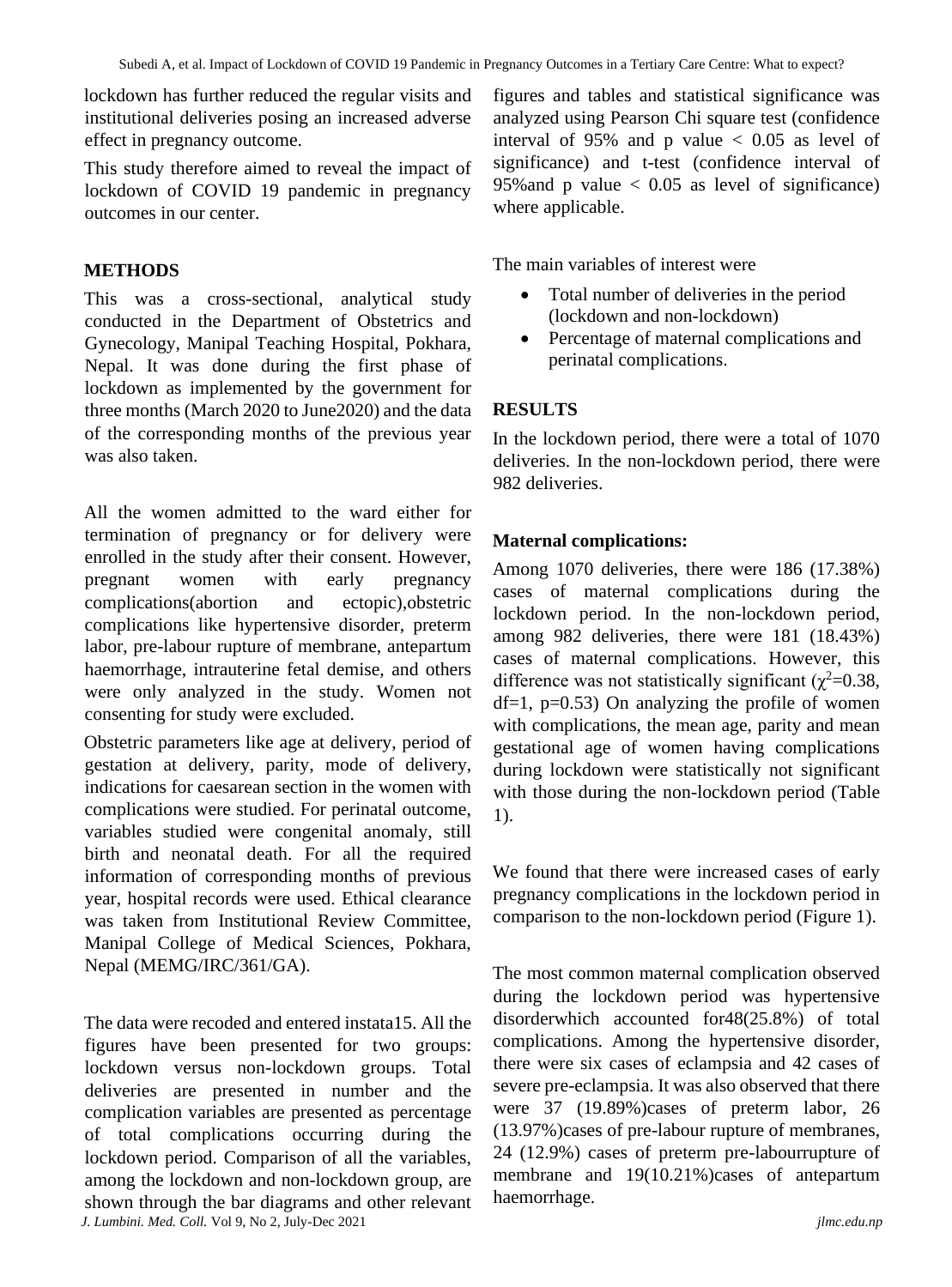lockdown has further reduced the regular visits and institutional deliveries posing an increased adverse effect in pregnancy outcome.

This study therefore aimed to reveal the impact of lockdown of COVID 19 pandemic in pregnancy outcomes in our center.

## METHODS

This was a cross-sectional, analytical study conducted in the Department of Obstetrics and Gynecology, Manipal Teaching Hospital, Pokhara, Nepal. It was done during the first phase of lockdown as implemented by the government for three months (March 2020 to June2020) and the data of the corresponding months of the previous year was also taken.

All the women admitted to the ward either for termination of pregnancy or for delivery were enrolled in the study after their consent. However, pregnant women with early pregnancy complications(abortion and ectopic),obstetric complications like hypertensive disorder, preterm labor, pre-labour rupture of membrane, antepartum haemorrhage, intrauterine fetal demise, and others were only analyzed in the study. Women not consenting for study were excluded.

Obstetric parameters like age at delivery, period of gestation at delivery, parity, mode of delivery, indications for caesarean section in the women with complications were studied. For perinatal outcome, variables studied were congenital anomaly, still birth and neonatal death. For all the required information of corresponding months of previous year, hospital records were used. Ethical clearance was taken from Institutional Review Committee, Manipal College of Medical Sciences, Pokhara, Nepal (MEMG/IRC/361/GA).

The data were recoded and entered instata15. All the figures have been presented for two groups: lockdown versus non-lockdown groups. Total deliveries are presented in number and the complication variables are presented as percentage of total complications occurring during the lockdown period. Comparison of all the variables, among the lockdown and non-lockdown group, are shown through the bar diagrams and other relevant figures and tables and statistical significance was analyzed using Pearson Chi square test (confidence interval of 95% and p value $< 0.05$ as level of significance) and t-test (confidence interval of 95%and p value $< 0.05$ as level of significance) where applicable.

The main variables of interest were

- Total number of deliveries in the period (lockdown and non-lockdown)
- Percentage of maternal complications and perinatal complications.

## RESULTS

In the lockdown period, there were a total of 1070 deliveries. In the non-lockdown period, there were 982 deliveries.

### Maternal complications:

Among 1070 deliveries, there were 186 (17.38%) cases of maternal complications during the lockdown period. In the non-lockdown period, among 982 deliveries, there were 181 (18.43%) cases of maternal complications. However, this difference was not statistically significant ($\chi^2$=0.38, df=1, p=0.53) On analyzing the profile of women with complications, the mean age, parity and mean gestational age of women having complications during lockdown were statistically not significant with those during the non-lockdown period (Table 1).

We found that there were increased cases of early pregnancy complications in the lockdown period in comparison to the non-lockdown period (Figure 1).

The most common maternal complication observed during the lockdown period was hypertensive disorderwhich accounted for48(25.8%) of total complications. Among the hypertensive disorder, there were six cases of eclampsia and 42 cases of severe pre-eclampsia. It was also observed that there were 37 (19.89%)cases of preterm labor, 26 (13.97%)cases of pre-labour rupture of membranes, 24 (12.9%) cases of preterm pre-labourrupture of membrane and 19(10.21%)cases of antepartum haemorrhage.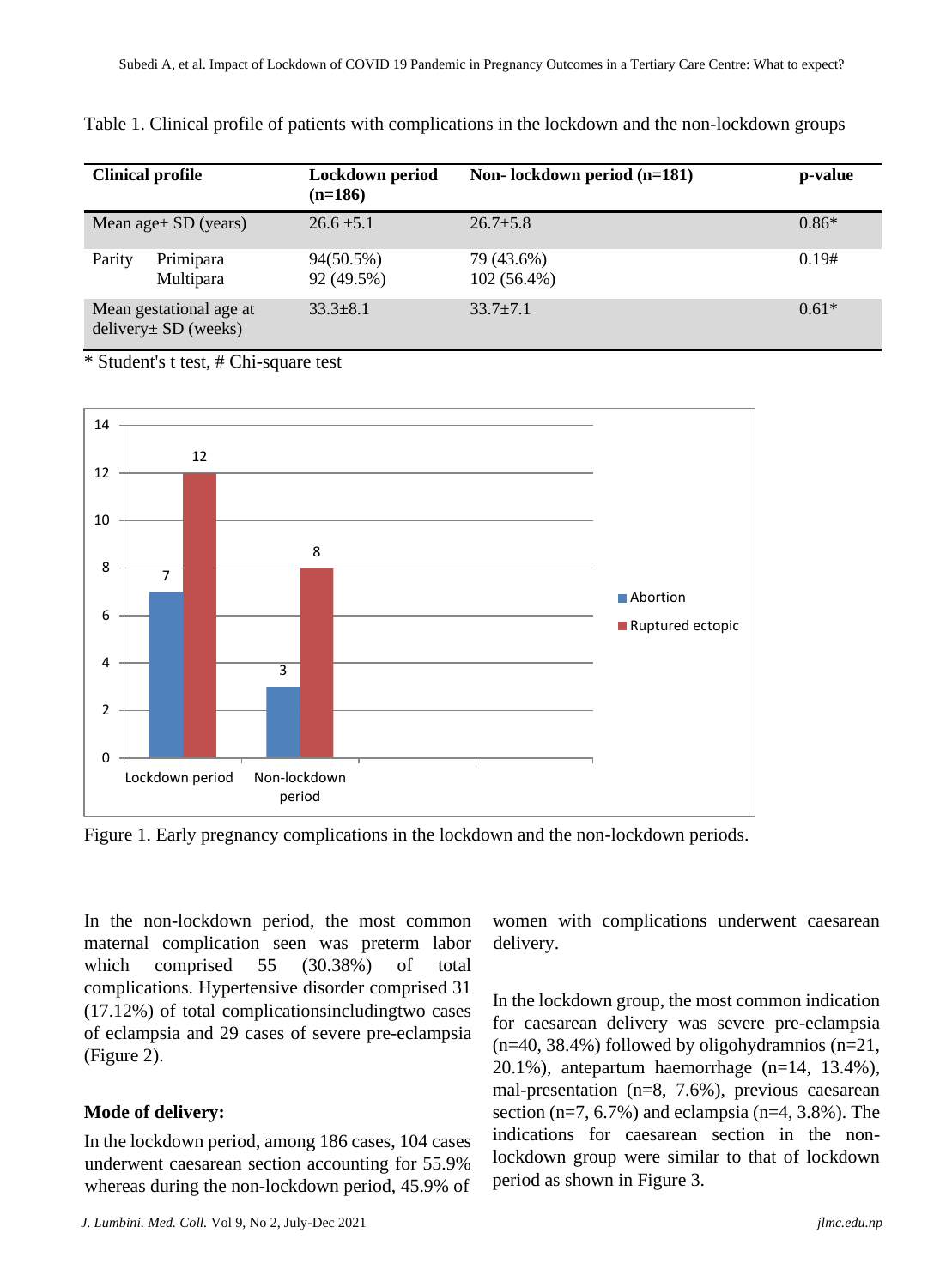Table 1. Clinical profile of patients with complications in the lockdown and the non-lockdown groups

| Clinical profile | | Lockdown period (n=186) | Non- lockdown period (n=181) | p-value |
|---|---|---|---|---|
| Mean age± SD (years) | | 26.6 ±5.1 | 26.7±5.8 | 0.86* |
| Parity | Primipara | 94(50.5%) | 79 (43.6%) | 0.19# |
| | Multipara | 92 (49.5%) | 102 (56.4%) | |
| Mean gestational age at delivery± SD (weeks) | | 33.3±8.1 | 33.7±7.1 | 0.61* |

\* Student's t test, # Chi-square test

Figure 1. Early pregnancy complications in the lockdown and the non-lockdown periods.

In the non-lockdown period, the most common maternal complication seen was preterm labor which comprised 55 (30.38%) of total complications. Hypertensive disorder comprised 31 (17.12%) of total complicationsincludingtwo cases of eclampsia and 29 cases of severe pre-eclampsia (Figure 2).

**Mode of delivery:**

In the lockdown period, among 186 cases, 104 cases underwent caesarean section accounting for 55.9% whereas during the non-lockdown period, 45.9% of women with complications underwent caesarean delivery.

In the lockdown group, the most common indication for caesarean delivery was severe pre-eclampsia (n=40, 38.4%) followed by oligohydramnios (n=21, 20.1%), antepartum haemorrhage (n=14, 13.4%), mal-presentation (n=8, 7.6%), previous caesarean section (n=7, 6.7%) and eclampsia (n=4, 3.8%). The indications for caesarean section in the non-lockdown group were similar to that of lockdown period as shown in Figure 3.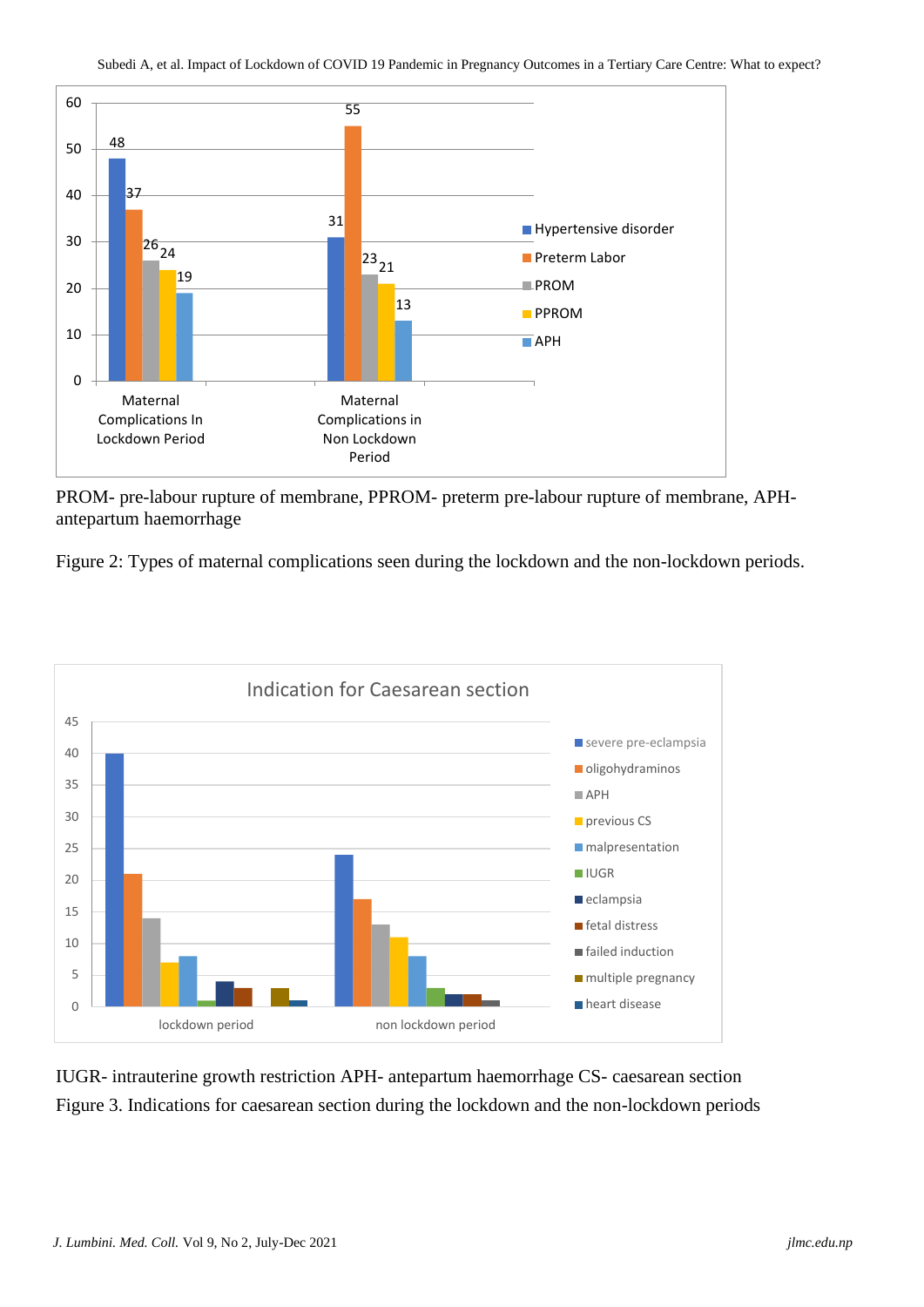PROM- pre-labour rupture of membrane, PPROM- preterm pre-labour rupture of membrane, APH- antepartum haemorrhage

Figure 2: Types of maternal complications seen during the lockdown and the non-lockdown periods.

IUGR- intrauterine growth restriction APH- antepartum haemorrhage CS- caesarean section

Figure 3. Indications for caesarean section during the lockdown and the non-lockdown periods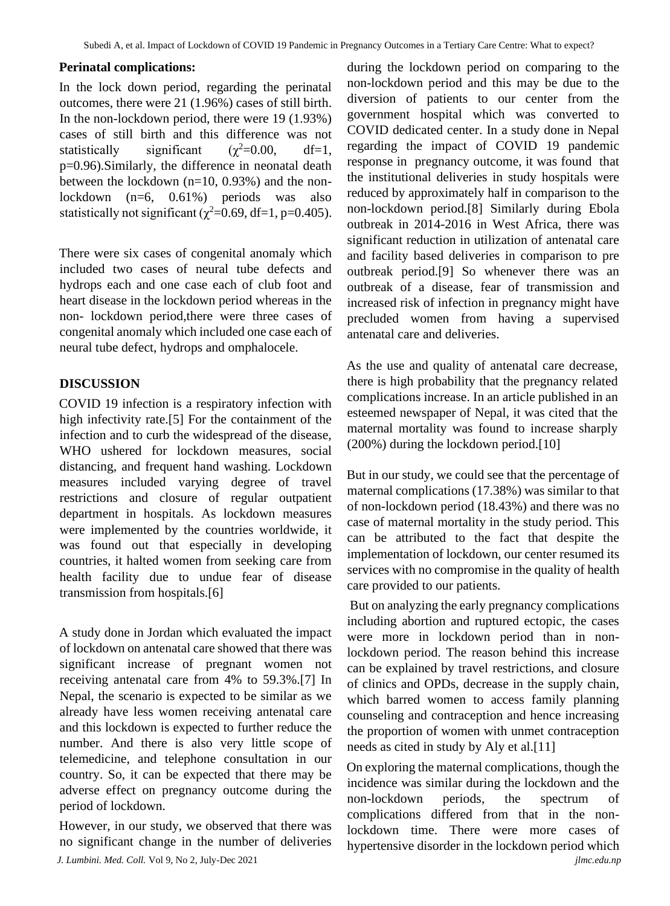**Perinatal complications:**

In the lock down period, regarding the perinatal outcomes, there were 21 (1.96%) cases of still birth. In the non-lockdown period, there were 19 (1.93%) cases of still birth and this difference was not statistically significant ($\chi^2$=0.00, df=1, p=0.96).Similarly, the difference in neonatal death between the lockdown (n=10, 0.93%) and the non-lockdown (n=6, 0.61%) periods was also statistically not significant ($\chi^2$=0.69, df=1, p=0.405).

There were six cases of congenital anomaly which included two cases of neural tube defects and hydrops each and one case each of club foot and heart disease in the lockdown period whereas in the non- lockdown period,there were three cases of congenital anomaly which included one case each of neural tube defect, hydrops and omphalocele.

## DISCUSSION

COVID 19 infection is a respiratory infection with high infectivity rate.[5] For the containment of the infection and to curb the widespread of the disease, WHO ushered for lockdown measures, social distancing, and frequent hand washing. Lockdown measures included varying degree of travel restrictions and closure of regular outpatient department in hospitals. As lockdown measures were implemented by the countries worldwide, it was found out that especially in developing countries, it halted women from seeking care from health facility due to undue fear of disease transmission from hospitals.[6]

A study done in Jordan which evaluated the impact of lockdown on antenatal care showed that there was significant increase of pregnant women not receiving antenatal care from 4% to 59.3%.[7] In Nepal, the scenario is expected to be similar as we already have less women receiving antenatal care and this lockdown is expected to further reduce the number. And there is also very little scope of telemedicine, and telephone consultation in our country. So, it can be expected that there may be adverse effect on pregnancy outcome during the period of lockdown.

However, in our study, we observed that there was no significant change in the number of deliveries during the lockdown period on comparing to the non-lockdown period and this may be due to the diversion of patients to our center from the government hospital which was converted to COVID dedicated center. In a study done in Nepal regarding the impact of COVID 19 pandemic response in pregnancy outcome, it was found that the institutional deliveries in study hospitals were reduced by approximately half in comparison to the non-lockdown period.[8] Similarly during Ebola outbreak in 2014-2016 in West Africa, there was significant reduction in utilization of antenatal care and facility based deliveries in comparison to pre outbreak period.[9] So whenever there was an outbreak of a disease, fear of transmission and increased risk of infection in pregnancy might have precluded women from having a supervised antenatal care and deliveries.

As the use and quality of antenatal care decrease, there is high probability that the pregnancy related complications increase. In an article published in an esteemed newspaper of Nepal, it was cited that the maternal mortality was found to increase sharply (200%) during the lockdown period.[10]

But in our study, we could see that the percentage of maternal complications (17.38%) was similar to that of non-lockdown period (18.43%) and there was no case of maternal mortality in the study period. This can be attributed to the fact that despite the implementation of lockdown, our center resumed its services with no compromise in the quality of health care provided to our patients.

But on analyzing the early pregnancy complications including abortion and ruptured ectopic, the cases were more in lockdown period than in non-lockdown period. The reason behind this increase can be explained by travel restrictions, and closure of clinics and OPDs, decrease in the supply chain, which barred women to access family planning counseling and contraception and hence increasing the proportion of women with unmet contraception needs as cited in study by Aly et al.[11]

On exploring the maternal complications, though the incidence was similar during the lockdown and the non-lockdown periods, the spectrum of complications differed from that in the non-lockdown time. There were more cases of hypertensive disorder in the lockdown period which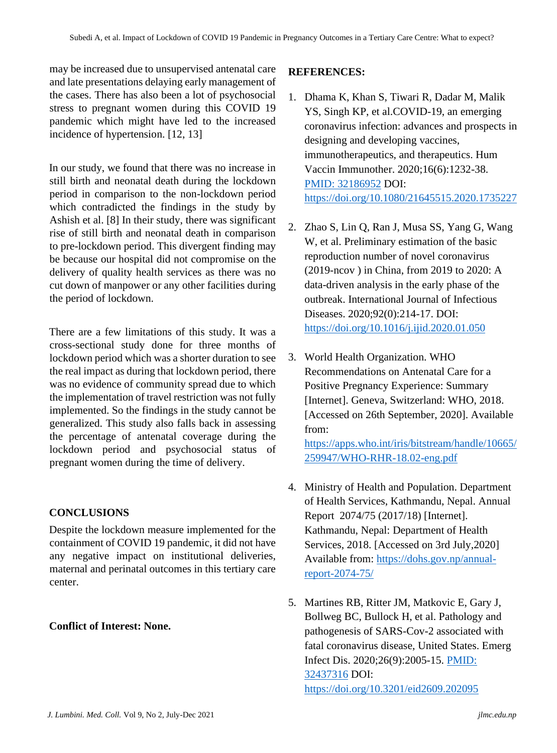may be increased due to unsupervised antenatal care and late presentations delaying early management of the cases. There has also been a lot of psychosocial stress to pregnant women during this COVID 19 pandemic which might have led to the increased incidence of hypertension. [12, 13]

In our study, we found that there was no increase in still birth and neonatal death during the lockdown period in comparison to the non-lockdown period which contradicted the findings in the study by Ashish et al. [8] In their study, there was significant rise of still birth and neonatal death in comparison to pre-lockdown period. This divergent finding may be because our hospital did not compromise on the delivery of quality health services as there was no cut down of manpower or any other facilities during the period of lockdown.

There are a few limitations of this study. It was a cross-sectional study done for three months of lockdown period which was a shorter duration to see the real impact as during that lockdown period, there was no evidence of community spread due to which the implementation of travel restriction was not fully implemented. So the findings in the study cannot be generalized. This study also falls back in assessing the percentage of antenatal coverage during the lockdown period and psychosocial status of pregnant women during the time of delivery.

## CONCLUSIONS

Despite the lockdown measure implemented for the containment of COVID 19 pandemic, it did not have any negative impact on institutional deliveries, maternal and perinatal outcomes in this tertiary care center.

**Conflict of Interest: None.**

## REFERENCES:

1. Dhama K, Khan S, Tiwari R, Dadar M, Malik YS, Singh KP, et al.COVID-19, an emerging coronavirus infection: advances and prospects in designing and developing vaccines, immunotherapeutics, and therapeutics. Hum Vaccin Immunother. 2020;16(6):1232-38. PMID: 32186952 DOI: https://doi.org/10.1080/21645515.2020.1735227

2. Zhao S, Lin Q, Ran J, Musa SS, Yang G, Wang W, et al. Preliminary estimation of the basic reproduction number of novel coronavirus (2019-ncov ) in China, from 2019 to 2020: A data-driven analysis in the early phase of the outbreak. International Journal of Infectious Diseases. 2020;92(0):214-17. DOI: https://doi.org/10.1016/j.ijid.2020.01.050

3. World Health Organization. WHO Recommendations on Antenatal Care for a Positive Pregnancy Experience: Summary [Internet]. Geneva, Switzerland: WHO, 2018. [Accessed on 26th September, 2020]. Available from: https://apps.who.int/iris/bitstream/handle/10665/259947/WHO-RHR-18.02-eng.pdf

4. Ministry of Health and Population. Department of Health Services, Kathmandu, Nepal. Annual Report 2074/75 (2017/18) [Internet]. Kathmandu, Nepal: Department of Health Services, 2018. [Accessed on 3rd July,2020] Available from: https://dohs.gov.np/annual-report-2074-75/

5. Martines RB, Ritter JM, Matkovic E, Gary J, Bollweg BC, Bullock H, et al. Pathology and pathogenesis of SARS-Cov-2 associated with fatal coronavirus disease, United States. Emerg Infect Dis. 2020;26(9):2005-15. PMID: 32437316 DOI: https://doi.org/10.3201/eid2609.202095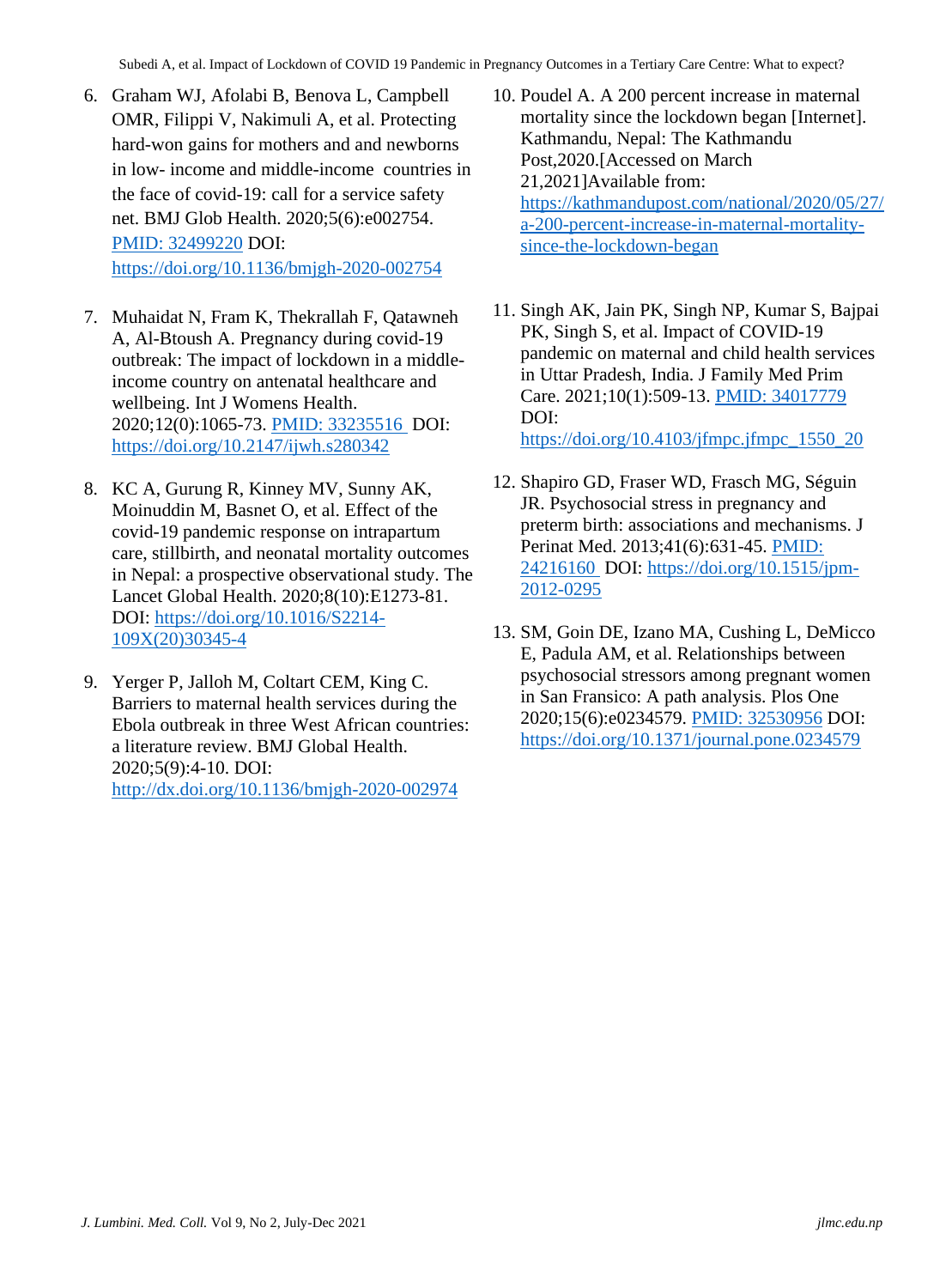6. Graham WJ, Afolabi B, Benova L, Campbell OMR, Filippi V, Nakimuli A, et al. Protecting hard-won gains for mothers and and newborns in low- income and middle-income countries in the face of covid-19: call for a service safety net. BMJ Glob Health. 2020;5(6):e002754. [PMID: 32499220](https://pubmed.ncbi.nlm.nih.gov/32499220) DOI: [https://doi.org/10.1136/bmjgh-2020-002754](https://doi.org/10.1136/bmjgh-2020-002754)

7. Muhaidat N, Fram K, Thekrallah F, Qatawneh A, Al-Btoush A. Pregnancy during covid-19 outbreak: The impact of lockdown in a middle-income country on antenatal healthcare and wellbeing. Int J Womens Health. 2020;12(0):1065-73. [PMID: 33235516](https://pubmed.ncbi.nlm.nih.gov/33235516) DOI: [https://doi.org/10.2147/ijwh.s280342](https://doi.org/10.2147/ijwh.s280342)

8. KC A, Gurung R, Kinney MV, Sunny AK, Moinuddin M, Basnet O, et al. Effect of the covid-19 pandemic response on intrapartum care, stillbirth, and neonatal mortality outcomes in Nepal: a prospective observational study. The Lancet Global Health. 2020;8(10):E1273-81. DOI: [https://doi.org/10.1016/S2214-109X(20)30345-4](https://doi.org/10.1016/S2214-109X(20)30345-4)

9. Yerger P, Jalloh M, Coltart CEM, King C. Barriers to maternal health services during the Ebola outbreak in three West African countries: a literature review. BMJ Global Health. 2020;5(9):4-10. DOI: [http://dx.doi.org/10.1136/bmjgh-2020-002974](http://dx.doi.org/10.1136/bmjgh-2020-002974)

10. Poudel A. A 200 percent increase in maternal mortality since the lockdown began [Internet]. Kathmandu, Nepal: The Kathmandu Post,2020.[Accessed on March 21,2021]Available from: [https://kathmandupost.com/national/2020/05/27/a-200-percent-increase-in-maternal-mortality-since-the-lockdown-began](https://kathmandupost.com/national/2020/05/27/a-200-percent-increase-in-maternal-mortality-since-the-lockdown-began)

11. Singh AK, Jain PK, Singh NP, Kumar S, Bajpai PK, Singh S, et al. Impact of COVID-19 pandemic on maternal and child health services in Uttar Pradesh, India. J Family Med Prim Care. 2021;10(1):509-13. [PMID: 34017779](https://pubmed.ncbi.nlm.nih.gov/34017779) DOI: [https://doi.org/10.4103/jfmpc.jfmpc_1550_20](https://doi.org/10.4103/jfmpc.jfmpc_1550_20)

12. Shapiro GD, Fraser WD, Frasch MG, Séguin JR. Psychosocial stress in pregnancy and preterm birth: associations and mechanisms. J Perinat Med. 2013;41(6):631-45. [PMID: 24216160](https://pubmed.ncbi.nlm.nih.gov/24216160) DOI: [https://doi.org/10.1515/jpm-2012-0295](https://doi.org/10.1515/jpm-2012-0295)

13. SM, Goin DE, Izano MA, Cushing L, DeMicco E, Padula AM, et al. Relationships between psychosocial stressors among pregnant women in San Fransico: A path analysis. Plos One 2020;15(6):e0234579. [PMID: 32530956](https://pubmed.ncbi.nlm.nih.gov/32530956) DOI: [https://doi.org/10.1371/journal.pone.0234579](https://doi.org/10.1371/journal.pone.0234579)